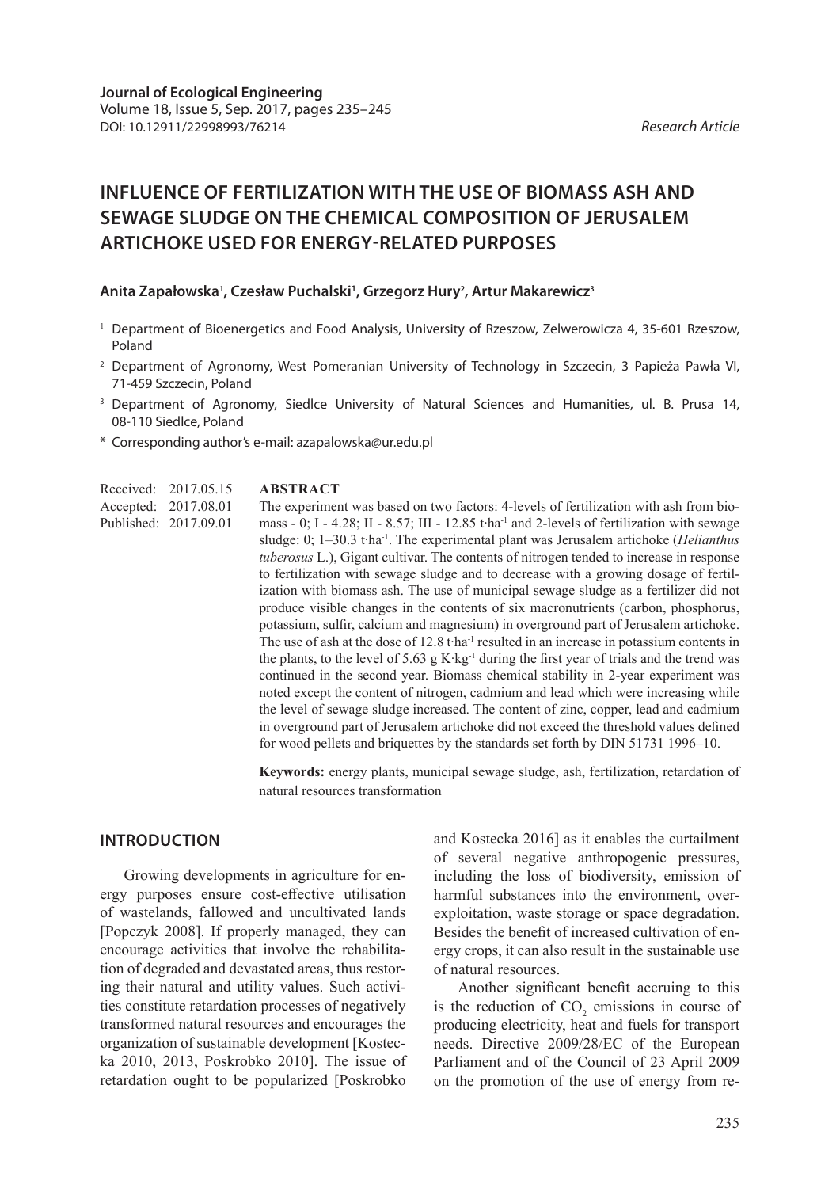**Journal of Ecological Engineering**
Volume 18, Issue 5, Sep. 2017, pages 235–245
DOI: 10.12911/22998993/76214

*Research Article*

# INFLUENCE OF FERTILIZATION WITH THE USE OF BIOMASS ASH AND SEWAGE SLUDGE ON THE CHEMICAL COMPOSITION OF JERUSALEM ARTICHOKE USED FOR ENERGY-RELATED PURPOSES

**Anita Zapałowska[1], Czesław Puchalski[1], Grzegorz Hury[2], Artur Makarewicz[3]**

[1] Department of Bioenergetics and Food Analysis, University of Rzeszow, Zelwerowicza 4, 35-601 Rzeszow, Poland

[2] Department of Agronomy, West Pomeranian University of Technology in Szczecin, 3 Papieża Pawła VI, 71-459 Szczecin, Poland

[3] Department of Agronomy, Siedlce University of Natural Sciences and Humanities, ul. B. Prusa 14, 08-110 Siedlce, Poland

\* Corresponding author's e-mail: azapalowska@ur.edu.pl

Received: 2017.05.15
Accepted: 2017.08.01
Published: 2017.09.01

## ABSTRACT

The experiment was based on two factors: 4-levels of fertilization with ash from biomass - 0; I - 4.28; II - 8.57; III - 12.85 $t \cdot ha^{-1}$ and 2-levels of fertilization with sewage sludge: 0; 1–30.3 $t \cdot ha^{-1}$. The experimental plant was Jerusalem artichoke (*Helianthus tuberosus* L.), Gigant cultivar. The contents of nitrogen tended to increase in response to fertilization with sewage sludge and to decrease with a growing dosage of fertilization with biomass ash. The use of municipal sewage sludge as a fertilizer did not produce visible changes in the contents of six macronutrients (carbon, phosphorus, potassium, sulfir, calcium and magnesium) in overground part of Jerusalem artichoke. The use of ash at the dose of 12.8 $t \cdot ha^{-1}$ resulted in an increase in potassium contents in the plants, to the level of 5.63 $g\ K \cdot kg^{-1}$ during the first year of trials and the trend was continued in the second year. Biomass chemical stability in 2-year experiment was noted except the content of nitrogen, cadmium and lead which were increasing while the level of sewage sludge increased. The content of zinc, copper, lead and cadmium in overground part of Jerusalem artichoke did not exceed the threshold values defined for wood pellets and briquettes by the standards set forth by DIN 51731 1996–10.

**Keywords:** energy plants, municipal sewage sludge, ash, fertilization, retardation of natural resources transformation

## INTRODUCTION

Growing developments in agriculture for energy purposes ensure cost-effective utilisation of wastelands, fallowed and uncultivated lands [Popczyk 2008]. If properly managed, they can encourage activities that involve the rehabilitation of degraded and devastated areas, thus restoring their natural and utility values. Such activities constitute retardation processes of negatively transformed natural resources and encourages the organization of sustainable development [Kostecka 2010, 2013, Poskrobko 2010]. The issue of retardation ought to be popularized [Poskrobko and Kostecka 2016] as it enables the curtailment of several negative anthropogenic pressures, including the loss of biodiversity, emission of harmful substances into the environment, overexploitation, waste storage or space degradation. Besides the benefit of increased cultivation of energy crops, it can also result in the sustainable use of natural resources.

Another significant benefit accruing to this is the reduction of $CO_2$ emissions in course of producing electricity, heat and fuels for transport needs. Directive 2009/28/EC of the European Parliament and of the Council of 23 April 2009 on the promotion of the use of energy from re-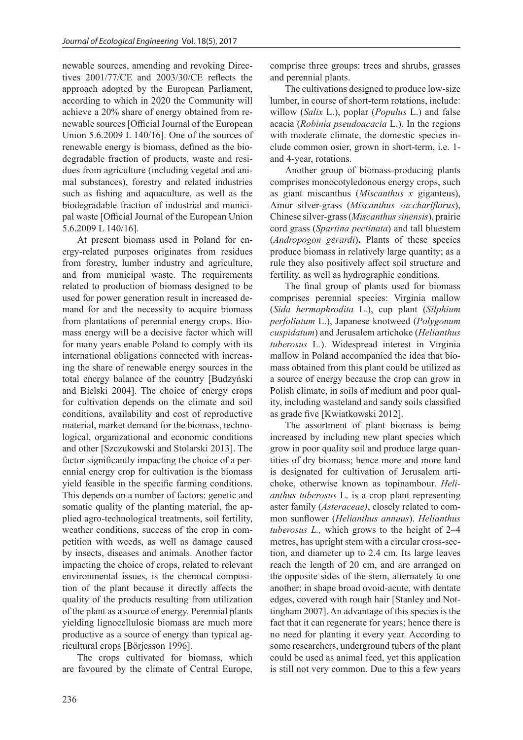newable sources, amending and revoking Directives 2001/77/CE and 2003/30/CE reflects the approach adopted by the European Parliament, according to which in 2020 the Community will achieve a 20% share of energy obtained from renewable sources [Official Journal of the European Union 5.6.2009 L 140/16]. One of the sources of renewable energy is biomass, defined as the biodegradable fraction of products, waste and residues from agriculture (including vegetal and animal substances), forestry and related industries such as fishing and aquaculture, as well as the biodegradable fraction of industrial and municipal waste [Official Journal of the European Union 5.6.2009 L 140/16].

At present biomass used in Poland for energy-related purposes originates from residues from forestry, lumber industry and agriculture, and from municipal waste. The requirements related to production of biomass designed to be used for power generation result in increased demand for and the necessity to acquire biomass from plantations of perennial energy crops. Biomass energy will be a decisive factor which will for many years enable Poland to comply with its international obligations connected with increasing the share of renewable energy sources in the total energy balance of the country [Budzyński and Bielski 2004]. The choice of energy crops for cultivation depends on the climate and soil conditions, availability and cost of reproductive material, market demand for the biomass, technological, organizational and economic conditions and other [Szczukowski and Stolarski 2013]. The factor significantly impacting the choice of a perennial energy crop for cultivation is the biomass yield feasible in the specific farming conditions. This depends on a number of factors: genetic and somatic quality of the planting material, the applied agro-technological treatments, soil fertility, weather conditions, success of the crop in competition with weeds, as well as damage caused by insects, diseases and animals. Another factor impacting the choice of crops, related to relevant environmental issues, is the chemical composition of the plant because it directly affects the quality of the products resulting from utilization of the plant as a source of energy. Perennial plants yielding lignocellulosic biomass are much more productive as a source of energy than typical agricultural crops [Börjesson 1996].

The crops cultivated for biomass, which are favoured by the climate of Central Europe, comprise three groups: trees and shrubs, grasses and perennial plants.

The cultivations designed to produce low-size lumber, in course of short-term rotations, include: willow (*Salix* L.), poplar (*Populus* L.) and false acacia (*Robinia pseudoacacia* L.). In the regions with moderate climate, the domestic species include common osier, grown in short-term, i.e. 1- and 4-year, rotations.

Another group of biomass-producing plants comprises monocotyledonous energy crops, such as giant miscanthus (*Miscanthus x* giganteus), Amur silver-grass (*Miscanthus sacchariflorus*), Chinese silver-grass (*Miscanthus sinensis*), prairie cord grass (*Spartina pectinata*) and tall bluestem (*Andropogon gerardi*)**.** Plants of these species produce biomass in relatively large quantity; as a rule they also positively affect soil structure and fertility, as well as hydrographic conditions.

The final group of plants used for biomass comprises perennial species: Virginia mallow (*Sida hermaphrodita* L.), cup plant (*Silphium perfoliatum* L.), Japanese knotweed (*Polygonum cuspidatum*) and Jerusalem artichoke (*Helianthus tuberosus* L.). Widespread interest in Virginia mallow in Poland accompanied the idea that biomass obtained from this plant could be utilized as a source of energy because the crop can grow in Polish climate, in soils of medium and poor quality, including wasteland and sandy soils classified as grade five [Kwiatkowski 2012].

The assortment of plant biomass is being increased by including new plant species which grow in poor quality soil and produce large quantities of dry biomass; hence more and more land is designated for cultivation of Jerusalem artichoke, otherwise known as topinambour. *Helianthus tuberosus* L. is a crop plant representing aster family (*Asteraceae)*, closely related to common sunflower (*Helianthus annuus*). *Helianthus tuberosus L.,* which grows to the height of 2–4 metres, has upright stem with a circular cross-section, and diameter up to 2.4 cm. Its large leaves reach the length of 20 cm, and are arranged on the opposite sides of the stem, alternately to one another; in shape broad ovoid-acute, with dentate edges, covered with rough hair [Stanley and Nottingham 2007]. An advantage of this species is the fact that it can regenerate for years; hence there is no need for planting it every year. According to some researchers, underground tubers of the plant could be used as animal feed, yet this application is still not very common. Due to this a few years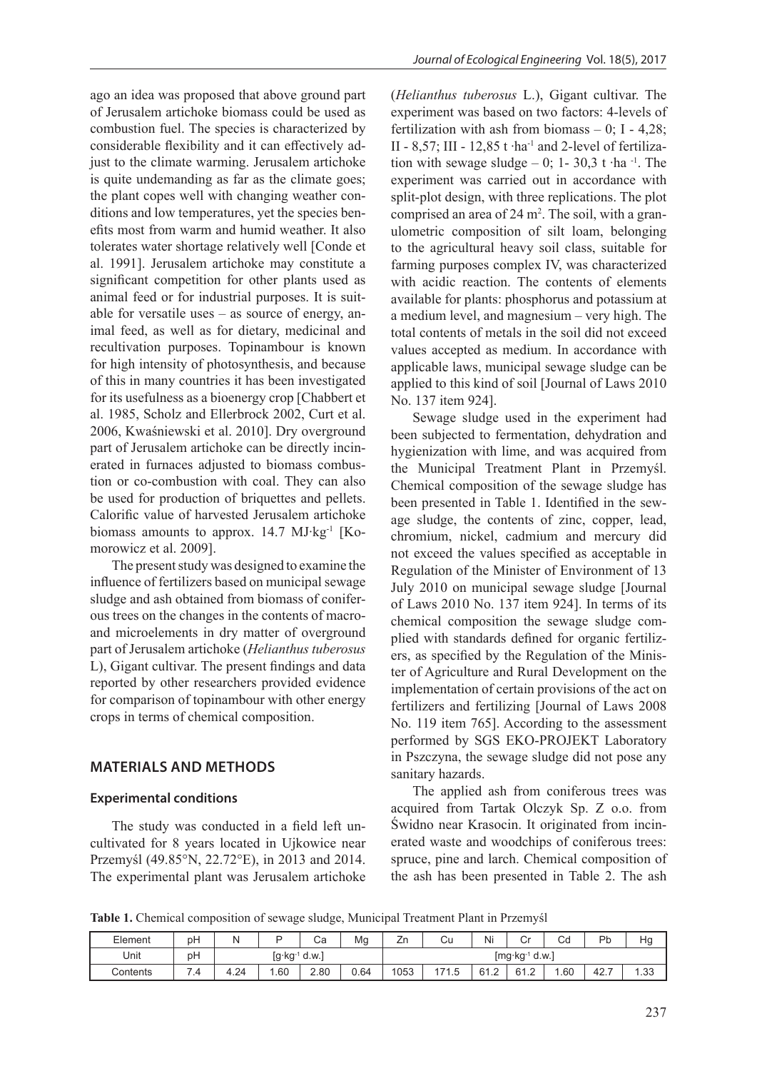ago an idea was proposed that above ground part of Jerusalem artichoke biomass could be used as combustion fuel. The species is characterized by considerable flexibility and it can effectively adjust to the climate warming. Jerusalem artichoke is quite undemanding as far as the climate goes; the plant copes well with changing weather conditions and low temperatures, yet the species benefits most from warm and humid weather. It also tolerates water shortage relatively well [Conde et al. 1991]. Jerusalem artichoke may constitute a significant competition for other plants used as animal feed or for industrial purposes. It is suitable for versatile uses – as source of energy, animal feed, as well as for dietary, medicinal and recultivation purposes. Topinambour is known for high intensity of photosynthesis, and because of this in many countries it has been investigated for its usefulness as a bioenergy crop [Chabbert et al. 1985, Scholz and Ellerbrock 2002, Curt et al. 2006, Kwaśniewski et al. 2010]. Dry overground part of Jerusalem artichoke can be directly incinerated in furnaces adjusted to biomass combustion or co-combustion with coal. They can also be used for production of briquettes and pellets. Calorific value of harvested Jerusalem artichoke biomass amounts to approx. 14.7 MJ·kg$^{-1}$ [Komorowicz et al. 2009].

The present study was designed to examine the influence of fertilizers based on municipal sewage sludge and ash obtained from biomass of coniferous trees on the changes in the contents of macro- and microelements in dry matter of overground part of Jerusalem artichoke (*Helianthus tuberosus* L), Gigant cultivar. The present findings and data reported by other researchers provided evidence for comparison of topinambour with other energy crops in terms of chemical composition.

## MATERIALS AND METHODS

### Experimental conditions

The study was conducted in a field left uncultivated for 8 years located in Ujkowice near Przemyśl (49.85°N, 22.72°E), in 2013 and 2014. The experimental plant was Jerusalem artichoke (*Helianthus tuberosus* L.), Gigant cultivar. The experiment was based on two factors: 4-levels of fertilization with ash from biomass – 0; I - 4,28; II - 8,57; III - 12,85 t ·ha$^{-1}$ and 2-level of fertilization with sewage sludge – 0; 1- 30,3 t ·ha $^{-1}$. The experiment was carried out in accordance with split-plot design, with three replications. The plot comprised an area of 24 m$^2$. The soil, with a granulometric composition of silt loam, belonging to the agricultural heavy soil class, suitable for farming purposes complex IV, was characterized with acidic reaction. The contents of elements available for plants: phosphorus and potassium at a medium level, and magnesium – very high. The total contents of metals in the soil did not exceed values accepted as medium. In accordance with applicable laws, municipal sewage sludge can be applied to this kind of soil [Journal of Laws 2010 No. 137 item 924].

Sewage sludge used in the experiment had been subjected to fermentation, dehydration and hygienization with lime, and was acquired from the Municipal Treatment Plant in Przemyśl. Chemical composition of the sewage sludge has been presented in Table 1. Identified in the sewage sludge, the contents of zinc, copper, lead, chromium, nickel, cadmium and mercury did not exceed the values specified as acceptable in Regulation of the Minister of Environment of 13 July 2010 on municipal sewage sludge [Journal of Laws 2010 No. 137 item 924]. In terms of its chemical composition the sewage sludge complied with standards defined for organic fertilizers, as specified by the Regulation of the Minister of Agriculture and Rural Development on the implementation of certain provisions of the act on fertilizers and fertilizing [Journal of Laws 2008 No. 119 item 765]. According to the assessment performed by SGS EKO-PROJEKT Laboratory in Pszczyna, the sewage sludge did not pose any sanitary hazards.

The applied ash from coniferous trees was acquired from Tartak Olczyk Sp. Z o.o. from Świdno near Krasocin. It originated from incinerated waste and woodchips of coniferous trees: spruce, pine and larch. Chemical composition of the ash has been presented in Table 2. The ash

**Table 1.** Chemical composition of sewage sludge, Municipal Treatment Plant in Przemyśl

| Element | pH | N | P | Ca | Mg | Zn | Cu | Ni | Cr | Cd | Pb | Hg |
|---|---|---|---|---|---|---|---|---|---|---|---|---|
| Unit | pH | [g·kg$^{-1}$ d.w.] | | | | [mg·kg$^{-1}$ d.w.] | | | | | | |
| Contents | 7.4 | 4.24 | 1.60 | 2.80 | 0.64 | 1053 | 171.5 | 61.2 | 61.2 | 1.60 | 42.7 | 1.33 |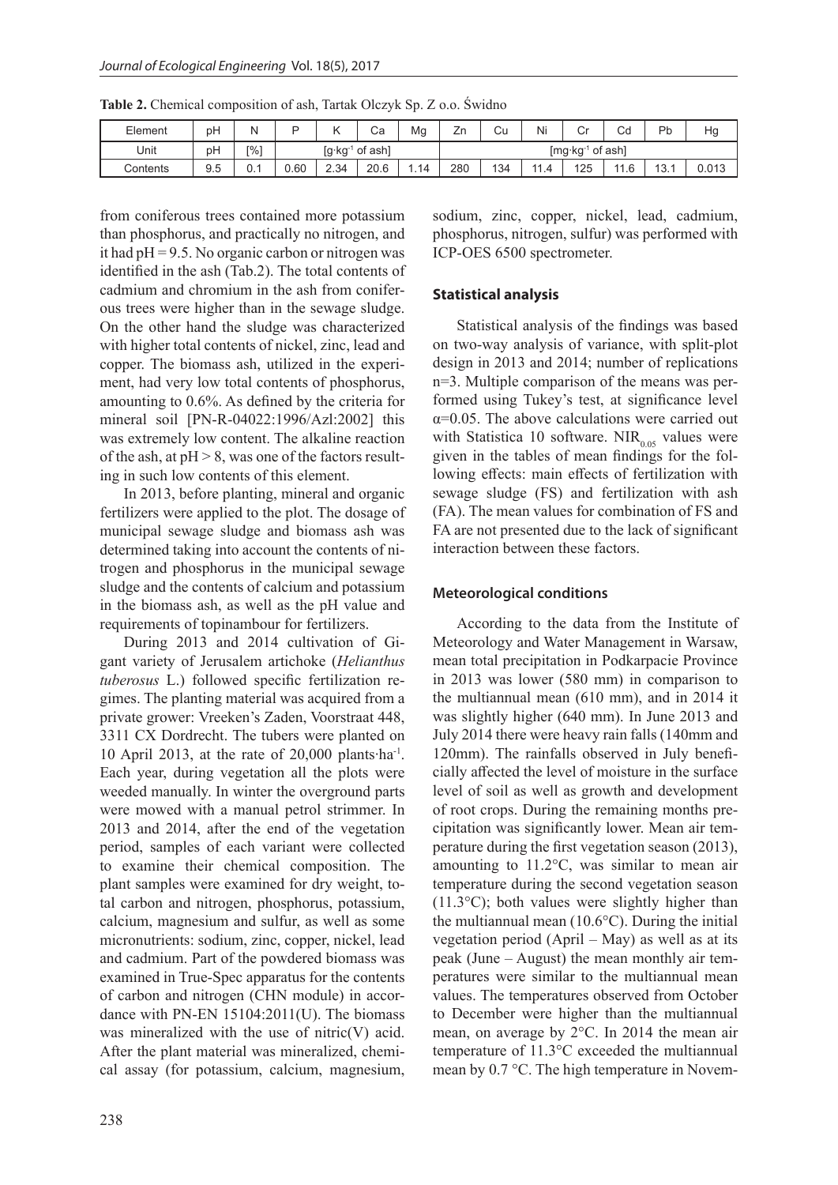**Table 2.** Chemical composition of ash, Tartak Olczyk Sp. Z o.o. Świdno

| Element | pH | N | P | K | Ca | Mg | Zn | Cu | Ni | Cr | Cd | Pb | Hg |
|---|---|---|---|---|---|---|---|---|---|---|---|---|---|
| Unit | pH | [%] | [g·kg$^{-1}$ of ash] | | | | [mg·kg$^{-1}$ of ash] | | | | | | |
| Contents | 9.5 | 0.1 | 0.60 | 2.34 | 20.6 | 1.14 | 280 | 134 | 11.4 | 125 | 11.6 | 13.1 | 0.013 |

from coniferous trees contained more potassium than phosphorus, and practically no nitrogen, and it had pH = 9.5. No organic carbon or nitrogen was identified in the ash (Tab.2). The total contents of cadmium and chromium in the ash from coniferous trees were higher than in the sewage sludge. On the other hand the sludge was characterized with higher total contents of nickel, zinc, lead and copper. The biomass ash, utilized in the experiment, had very low total contents of phosphorus, amounting to 0.6%. As defined by the criteria for mineral soil [PN-R-04022:1996/Azl:2002] this was extremely low content. The alkaline reaction of the ash, at pH > 8, was one of the factors resulting in such low contents of this element.

In 2013, before planting, mineral and organic fertilizers were applied to the plot. The dosage of municipal sewage sludge and biomass ash was determined taking into account the contents of nitrogen and phosphorus in the municipal sewage sludge and the contents of calcium and potassium in the biomass ash, as well as the pH value and requirements of topinambour for fertilizers.

During 2013 and 2014 cultivation of Gigant variety of Jerusalem artichoke (*Helianthus tuberosus* L.) followed specific fertilization regimes. The planting material was acquired from a private grower: Vreeken's Zaden, Voorstraat 448, 3311 CX Dordrecht. The tubers were planted on 10 April 2013, at the rate of 20,000 plants·ha$^{-1}$. Each year, during vegetation all the plots were weeded manually. In winter the overground parts were mowed with a manual petrol strimmer. In 2013 and 2014, after the end of the vegetation period, samples of each variant were collected to examine their chemical composition. The plant samples were examined for dry weight, total carbon and nitrogen, phosphorus, potassium, calcium, magnesium and sulfur, as well as some micronutrients: sodium, zinc, copper, nickel, lead and cadmium. Part of the powdered biomass was examined in True-Spec apparatus for the contents of carbon and nitrogen (CHN module) in accordance with PN-EN 15104:2011(U). The biomass was mineralized with the use of nitric(V) acid. After the plant material was mineralized, chemical assay (for potassium, calcium, magnesium, sodium, zinc, copper, nickel, lead, cadmium, phosphorus, nitrogen, sulfur) was performed with ICP-OES 6500 spectrometer.

### Statistical analysis

Statistical analysis of the findings was based on two-way analysis of variance, with split-plot design in 2013 and 2014; number of replications n=3. Multiple comparison of the means was performed using Tukey's test, at significance level $\alpha$=0.05. The above calculations were carried out with Statistica 10 software. $NIR_{0.05}$ values were given in the tables of mean findings for the following effects: main effects of fertilization with sewage sludge (FS) and fertilization with ash (FA). The mean values for combination of FS and FA are not presented due to the lack of significant interaction between these factors.

### Meteorological conditions

According to the data from the Institute of Meteorology and Water Management in Warsaw, mean total precipitation in Podkarpacie Province in 2013 was lower (580 mm) in comparison to the multiannual mean (610 mm), and in 2014 it was slightly higher (640 mm). In June 2013 and July 2014 there were heavy rain falls (140mm and 120mm). The rainfalls observed in July beneficially affected the level of moisture in the surface level of soil as well as growth and development of root crops. During the remaining months precipitation was significantly lower. Mean air temperature during the first vegetation season (2013), amounting to 11.2°C, was similar to mean air temperature during the second vegetation season (11.3°C); both values were slightly higher than the multiannual mean (10.6°C). During the initial vegetation period (April – May) as well as at its peak (June – August) the mean monthly air temperatures were similar to the multiannual mean values. The temperatures observed from October to December were higher than the multiannual mean, on average by 2°C. In 2014 the mean air temperature of 11.3°C exceeded the multiannual mean by 0.7 °C. The high temperature in Novem-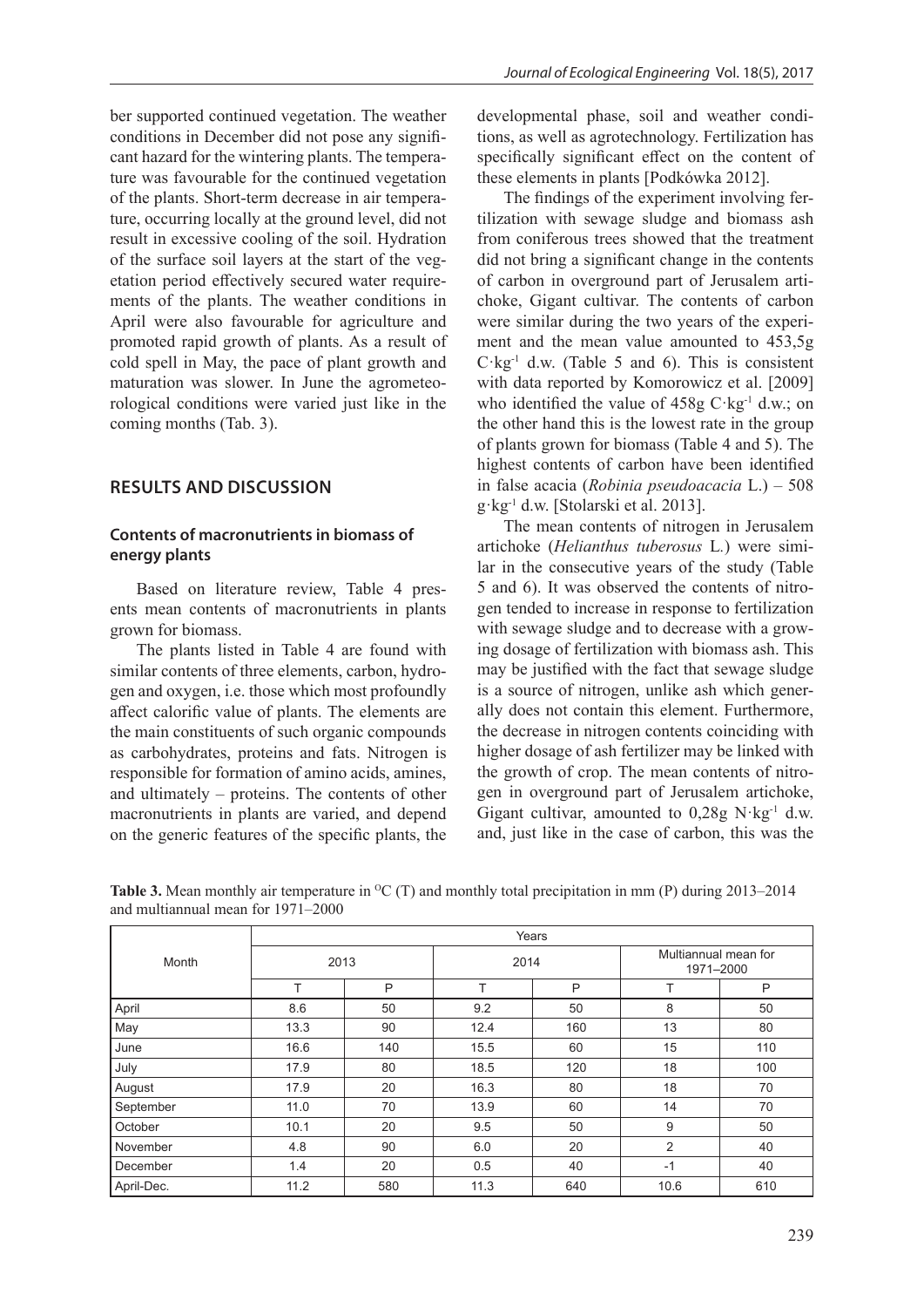ber supported continued vegetation. The weather conditions in December did not pose any significant hazard for the wintering plants. The temperature was favourable for the continued vegetation of the plants. Short-term decrease in air temperature, occurring locally at the ground level, did not result in excessive cooling of the soil. Hydration of the surface soil layers at the start of the vegetation period effectively secured water requirements of the plants. The weather conditions in April were also favourable for agriculture and promoted rapid growth of plants. As a result of cold spell in May, the pace of plant growth and maturation was slower. In June the agrometeorological conditions were varied just like in the coming months (Tab. 3).

## RESULTS AND DISCUSSION

### Contents of macronutrients in biomass of energy plants

Based on literature review, Table 4 presents mean contents of macronutrients in plants grown for biomass.

The plants listed in Table 4 are found with similar contents of three elements, carbon, hydrogen and oxygen, i.e. those which most profoundly affect calorific value of plants. The elements are the main constituents of such organic compounds as carbohydrates, proteins and fats. Nitrogen is responsible for formation of amino acids, amines, and ultimately – proteins. The contents of other macronutrients in plants are varied, and depend on the generic features of the specific plants, the developmental phase, soil and weather conditions, as well as agrotechnology. Fertilization has specifically significant effect on the content of these elements in plants [Podkówka 2012].

The findings of the experiment involving fertilization with sewage sludge and biomass ash from coniferous trees showed that the treatment did not bring a significant change in the contents of carbon in overground part of Jerusalem artichoke, Gigant cultivar. The contents of carbon were similar during the two years of the experiment and the mean value amounted to 453,5g $C \cdot kg^{-1}$ d.w. (Table 5 and 6). This is consistent with data reported by Komorowicz et al. [2009] who identified the value of 458g $C \cdot kg^{-1}$ d.w.; on the other hand this is the lowest rate in the group of plants grown for biomass (Table 4 and 5). The highest contents of carbon have been identified in false acacia (*Robinia pseudoacacia* L.) – 508 $g \cdot kg^{-1}$ d.w. [Stolarski et al. 2013].

The mean contents of nitrogen in Jerusalem artichoke (*Helianthus tuberosus* L.) were similar in the consecutive years of the study (Table 5 and 6). It was observed the contents of nitrogen tended to increase in response to fertilization with sewage sludge and to decrease with a growing dosage of fertilization with biomass ash. This may be justified with the fact that sewage sludge is a source of nitrogen, unlike ash which generally does not contain this element. Furthermore, the decrease in nitrogen contents coinciding with higher dosage of ash fertilizer may be linked with the growth of crop. The mean contents of nitrogen in overground part of Jerusalem artichoke, Gigant cultivar, amounted to 0,28g $N \cdot kg^{-1}$ d.w. and, just like in the case of carbon, this was the

**Table 3.** Mean monthly air temperature in $^{O}C$ (T) and monthly total precipitation in mm (P) during 2013–2014 and multiannual mean for 1971–2000

| Month | Years | | | | | |
|---|---|---|---|---|---|---|
| | 2013 | | 2014 | | Multiannual mean for 1971–2000 | |
| | T | P | T | P | T | P |
| April | 8.6 | 50 | 9.2 | 50 | 8 | 50 |
| May | 13.3 | 90 | 12.4 | 160 | 13 | 80 |
| June | 16.6 | 140 | 15.5 | 60 | 15 | 110 |
| July | 17.9 | 80 | 18.5 | 120 | 18 | 100 |
| August | 17.9 | 20 | 16.3 | 80 | 18 | 70 |
| September | 11.0 | 70 | 13.9 | 60 | 14 | 70 |
| October | 10.1 | 20 | 9.5 | 50 | 9 | 50 |
| November | 4.8 | 90 | 6.0 | 20 | 2 | 40 |
| December | 1.4 | 20 | 0.5 | 40 | -1 | 40 |
| April-Dec. | 11.2 | 580 | 11.3 | 640 | 10.6 | 610 |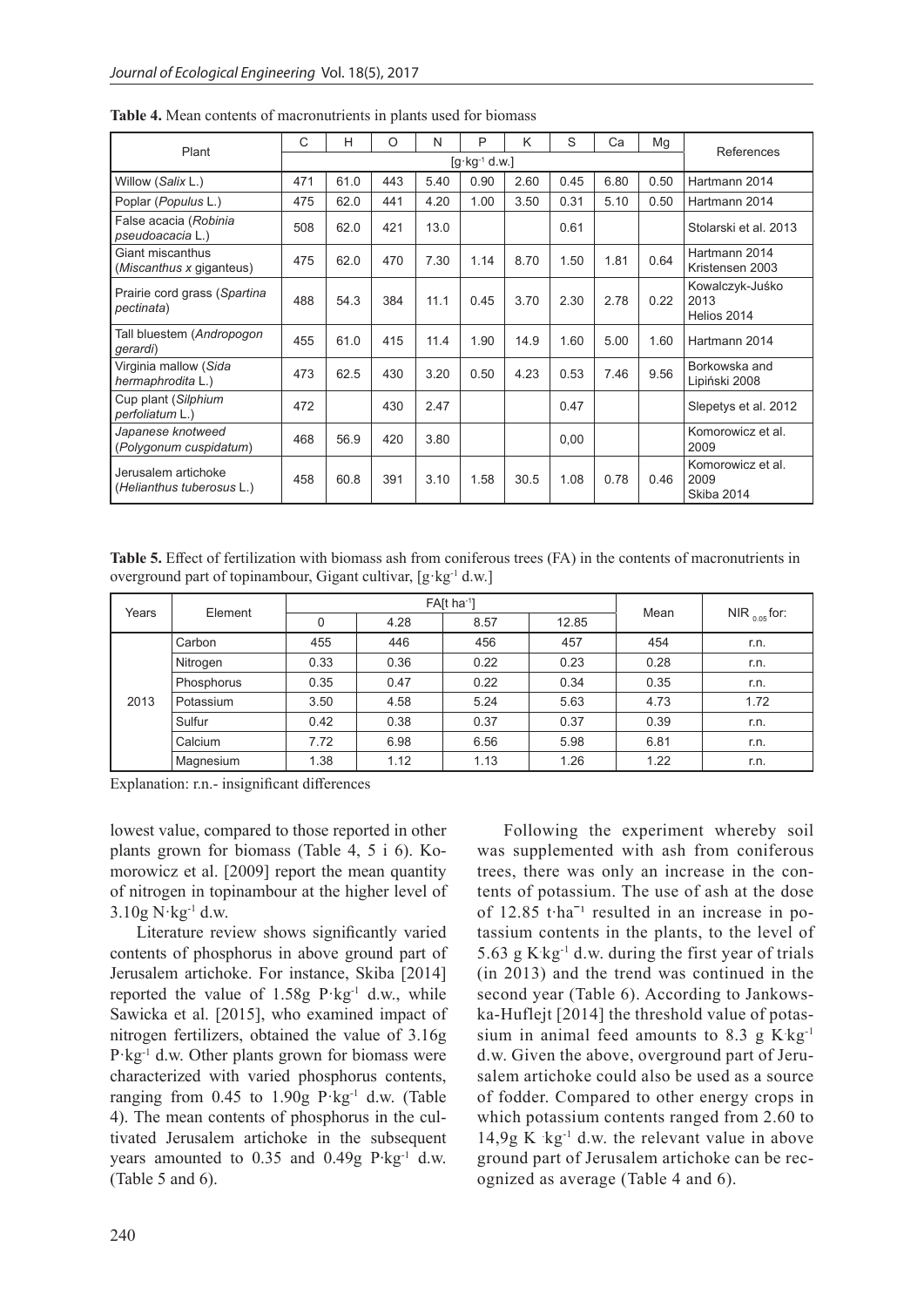**Table 4.** Mean contents of macronutrients in plants used for biomass

| Plant | C | H | O | N | P | K | S | Ca | Mg | References |
|---|---|---|---|---|---|---|---|---|---|---|
| | [g·kg⁻¹ d.w.] | | | | | | | | | |
| Willow (*Salix* L.) | 471 | 61.0 | 443 | 5.40 | 0.90 | 2.60 | 0.45 | 6.80 | 0.50 | Hartmann 2014 |
| Poplar (*Populus* L.) | 475 | 62.0 | 441 | 4.20 | 1.00 | 3.50 | 0.31 | 5.10 | 0.50 | Hartmann 2014 |
| False acacia (*Robinia pseudoacacia* L.) | 508 | 62.0 | 421 | 13.0 | | | 0.61 | | | Stolarski et al. 2013 |
| Giant miscanthus (*Miscanthus x* giganteus) | 475 | 62.0 | 470 | 7.30 | 1.14 | 8.70 | 1.50 | 1.81 | 0.64 | Hartmann 2014 Kristensen 2003 |
| Prairie cord grass (*Spartina pectinata*) | 488 | 54.3 | 384 | 11.1 | 0.45 | 3.70 | 2.30 | 2.78 | 0.22 | Kowalczyk-Juśko 2013 Helios 2014 |
| Tall bluestem (*Andropogon gerardi*) | 455 | 61.0 | 415 | 11.4 | 1.90 | 14.9 | 1.60 | 5.00 | 1.60 | Hartmann 2014 |
| Virginia mallow (*Sida hermaphrodita* L.) | 473 | 62.5 | 430 | 3.20 | 0.50 | 4.23 | 0.53 | 7.46 | 9.56 | Borkowska and Lipiński 2008 |
| Cup plant (*Silphium perfoliatum* L.) | 472 | | 430 | 2.47 | | | 0.47 | | | Slepetys et al. 2012 |
| *Japanese knotweed* (*Polygonum cuspidatum*) | 468 | 56.9 | 420 | 3.80 | | | 0,00 | | | Komorowicz et al. 2009 |
| Jerusalem artichoke (*Helianthus tuberosus* L.) | 458 | 60.8 | 391 | 3.10 | 1.58 | 30.5 | 1.08 | 0.78 | 0.46 | Komorowicz et al. 2009 Skiba 2014 |

**Table 5.** Effect of fertilization with biomass ash from coniferous trees (FA) in the contents of macronutrients in overground part of topinambour, Gigant cultivar, [g·kg⁻¹ d.w.]

| Years | Element | FA[t ha⁻¹] | | | | Mean | $NIR_{0.05}$ for: |
|---|---|---|---|---|---|---|---|
| | | 0 | 4.28 | 8.57 | 12.85 | | |
| 2013 | Carbon | 455 | 446 | 456 | 457 | 454 | r.n. |
| | Nitrogen | 0.33 | 0.36 | 0.22 | 0.23 | 0.28 | r.n. |
| | Phosphorus | 0.35 | 0.47 | 0.22 | 0.34 | 0.35 | r.n. |
| | Potassium | 3.50 | 4.58 | 5.24 | 5.63 | 4.73 | 1.72 |
| | Sulfur | 0.42 | 0.38 | 0.37 | 0.37 | 0.39 | r.n. |
| | Calcium | 7.72 | 6.98 | 6.56 | 5.98 | 6.81 | r.n. |
| | Magnesium | 1.38 | 1.12 | 1.13 | 1.26 | 1.22 | r.n. |

Explanation: r.n.- insignificant differences

lowest value, compared to those reported in other plants grown for biomass (Table 4, 5 i 6). Komorowicz et al. [2009] report the mean quantity of nitrogen in topinambour at the higher level of 3.10g N·kg⁻¹ d.w.

Literature review shows significantly varied contents of phosphorus in above ground part of Jerusalem artichoke. For instance, Skiba [2014] reported the value of 1.58g P·kg⁻¹ d.w., while Sawicka et al. [2015], who examined impact of nitrogen fertilizers, obtained the value of 3.16g P·kg⁻¹ d.w. Other plants grown for biomass were characterized with varied phosphorus contents, ranging from 0.45 to 1.90g P·kg⁻¹ d.w. (Table 4). The mean contents of phosphorus in the cultivated Jerusalem artichoke in the subsequent years amounted to 0.35 and 0.49g P·kg⁻¹ d.w. (Table 5 and 6).

Following the experiment whereby soil was supplemented with ash from coniferous trees, there was only an increase in the contents of potassium. The use of ash at the dose of 12.85 t·ha⁻¹ resulted in an increase in potassium contents in the plants, to the level of 5.63 g K·kg⁻¹ d.w. during the first year of trials (in 2013) and the trend was continued in the second year (Table 6). According to Jankowska-Huflejt [2014] the threshold value of potassium in animal feed amounts to 8.3 g K·kg⁻¹ d.w. Given the above, overground part of Jerusalem artichoke could also be used as a source of fodder. Compared to other energy crops in which potassium contents ranged from 2.60 to 14,9g K·kg⁻¹ d.w. the relevant value in above ground part of Jerusalem artichoke can be recognized as average (Table 4 and 6).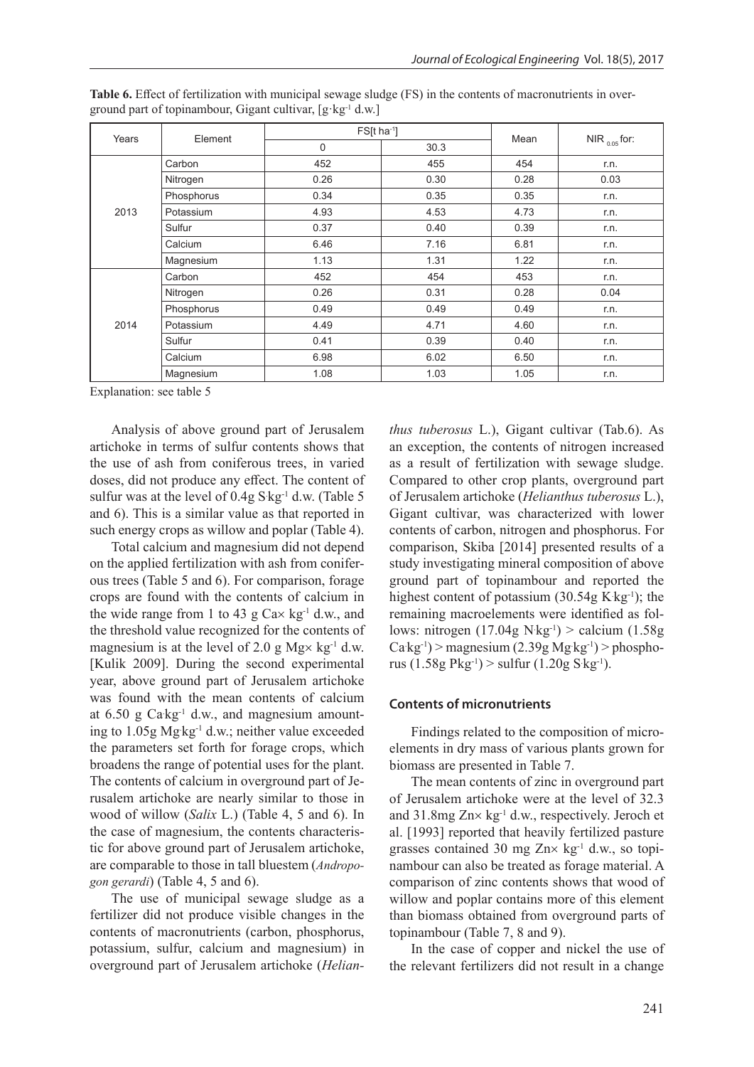**Table 6.** Effect of fertilization with municipal sewage sludge (FS) in the contents of macronutrients in overground part of topinambour, Gigant cultivar, [g·kg$^{-1}$ d.w.]

| Years | Element | FS[t ha$^{-1}$] | | Mean | NIR $_{0.05}$ for: |
|---|---|---|---|---|---|
| | | 0 | 30.3 | | |
| 2013 | Carbon | 452 | 455 | 454 | r.n. |
| | Nitrogen | 0.26 | 0.30 | 0.28 | 0.03 |
| | Phosphorus | 0.34 | 0.35 | 0.35 | r.n. |
| | Potassium | 4.93 | 4.53 | 4.73 | r.n. |
| | Sulfur | 0.37 | 0.40 | 0.39 | r.n. |
| | Calcium | 6.46 | 7.16 | 6.81 | r.n. |
| | Magnesium | 1.13 | 1.31 | 1.22 | r.n. |
| 2014 | Carbon | 452 | 454 | 453 | r.n. |
| | Nitrogen | 0.26 | 0.31 | 0.28 | 0.04 |
| | Phosphorus | 0.49 | 0.49 | 0.49 | r.n. |
| | Potassium | 4.49 | 4.71 | 4.60 | r.n. |
| | Sulfur | 0.41 | 0.39 | 0.40 | r.n. |
| | Calcium | 6.98 | 6.02 | 6.50 | r.n. |
| | Magnesium | 1.08 | 1.03 | 1.05 | r.n. |

Explanation: see table 5

Analysis of above ground part of Jerusalem artichoke in terms of sulfur contents shows that the use of ash from coniferous trees, in varied doses, did not produce any effect. The content of sulfur was at the level of 0.4g S·kg$^{-1}$ d.w. (Table 5 and 6). This is a similar value as that reported in such energy crops as willow and poplar (Table 4).

Total calcium and magnesium did not depend on the applied fertilization with ash from coniferous trees (Table 5 and 6). For comparison, forage crops are found with the contents of calcium in the wide range from 1 to 43 g Ca× kg$^{-1}$ d.w., and the threshold value recognized for the contents of magnesium is at the level of 2.0 g Mg× kg$^{-1}$ d.w. [Kulik 2009]. During the second experimental year, above ground part of Jerusalem artichoke was found with the mean contents of calcium at 6.50 g Ca·kg$^{-1}$ d.w., and magnesium amounting to 1.05g Mg·kg$^{-1}$ d.w.; neither value exceeded the parameters set forth for forage crops, which broadens the range of potential uses for the plant. The contents of calcium in overground part of Jerusalem artichoke are nearly similar to those in wood of willow (*Salix* L.) (Table 4, 5 and 6). In the case of magnesium, the contents characteristic for above ground part of Jerusalem artichoke, are comparable to those in tall bluestem (*Andropogon gerardi*) (Table 4, 5 and 6).

The use of municipal sewage sludge as a fertilizer did not produce visible changes in the contents of macronutrients (carbon, phosphorus, potassium, sulfur, calcium and magnesium) in overground part of Jerusalem artichoke (*Helianthus tuberosus* L.), Gigant cultivar (Tab.6). As an exception, the contents of nitrogen increased as a result of fertilization with sewage sludge. Compared to other crop plants, overground part of Jerusalem artichoke (*Helianthus tuberosus* L.), Gigant cultivar, was characterized with lower contents of carbon, nitrogen and phosphorus. For comparison, Skiba [2014] presented results of a study investigating mineral composition of above ground part of topinambour and reported the highest content of potassium (30.54g K·kg$^{-1}$); the remaining macroelements were identified as follows: nitrogen (17.04g N·kg$^{-1}$) > calcium (1.58g Ca·kg$^{-1}$) > magnesium (2.39g Mg·kg$^{-1}$) > phosphorus (1.58g Pkg$^{-1}$) > sulfur (1.20g S·kg$^{-1}$).

## Contents of micronutrients

Findings related to the composition of microelements in dry mass of various plants grown for biomass are presented in Table 7.

The mean contents of zinc in overground part of Jerusalem artichoke were at the level of 32.3 and 31.8mg Zn× kg$^{-1}$ d.w., respectively. Jeroch et al. [1993] reported that heavily fertilized pasture grasses contained 30 mg Zn× kg$^{-1}$ d.w., so topinambour can also be treated as forage material. A comparison of zinc contents shows that wood of willow and poplar contains more of this element than biomass obtained from overground parts of topinambour (Table 7, 8 and 9).

In the case of copper and nickel the use of the relevant fertilizers did not result in a change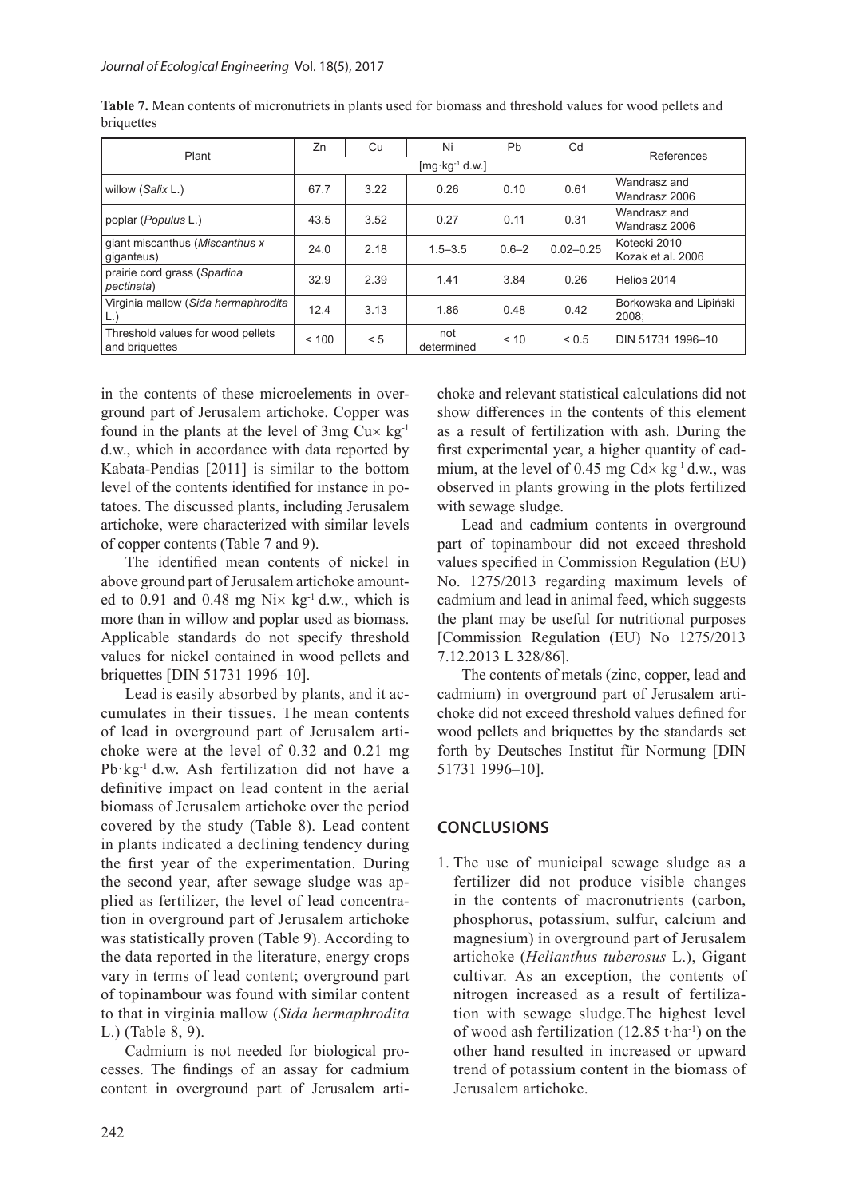**Table 7.** Mean contents of micronutriets in plants used for biomass and threshold values for wood pellets and briquettes

| Plant | Zn | Cu | Ni | Pb | Cd | References |
|---|---|---|---|---|---|---|
| | [mg·kg$^{-1}$ d.w.] | | | | | |
| willow (*Salix* L.) | 67.7 | 3.22 | 0.26 | 0.10 | 0.61 | Wandrasz and Wandrasz 2006 |
| poplar (*Populus* L.) | 43.5 | 3.52 | 0.27 | 0.11 | 0.31 | Wandrasz and Wandrasz 2006 |
| giant miscanthus (*Miscanthus x giganteus*) | 24.0 | 2.18 | 1.5–3.5 | 0.6–2 | 0.02–0.25 | Kotecki 2010 Kozak et al. 2006 |
| prairie cord grass (*Spartina pectinata*) | 32.9 | 2.39 | 1.41 | 3.84 | 0.26 | Helios 2014 |
| Virginia mallow (*Sida hermaphrodita* L.) | 12.4 | 3.13 | 1.86 | 0.48 | 0.42 | Borkowska and Lipiński 2008; |
| Threshold values for wood pellets and briquettes | < 100 | < 5 | not determined | < 10 | < 0.5 | DIN 51731 1996–10 |

in the contents of these microelements in overground part of Jerusalem artichoke. Copper was found in the plants at the level of 3mg Cu× kg$^{-1}$ d.w., which in accordance with data reported by Kabata-Pendias [2011] is similar to the bottom level of the contents identified for instance in potatoes. The discussed plants, including Jerusalem artichoke, were characterized with similar levels of copper contents (Table 7 and 9).

The identified mean contents of nickel in above ground part of Jerusalem artichoke amounted to 0.91 and 0.48 mg Ni× kg$^{-1}$ d.w., which is more than in willow and poplar used as biomass. Applicable standards do not specify threshold values for nickel contained in wood pellets and briquettes [DIN 51731 1996–10].

Lead is easily absorbed by plants, and it accumulates in their tissues. The mean contents of lead in overground part of Jerusalem artichoke were at the level of 0.32 and 0.21 mg Pb·kg$^{-1}$ d.w. Ash fertilization did not have a definitive impact on lead content in the aerial biomass of Jerusalem artichoke over the period covered by the study (Table 8). Lead content in plants indicated a declining tendency during the first year of the experimentation. During the second year, after sewage sludge was applied as fertilizer, the level of lead concentration in overground part of Jerusalem artichoke was statistically proven (Table 9). According to the data reported in the literature, energy crops vary in terms of lead content; overground part of topinambour was found with similar content to that in virginia mallow (*Sida hermaphrodita* L.) (Table 8, 9).

Cadmium is not needed for biological processes. The findings of an assay for cadmium content in overground part of Jerusalem artichoke and relevant statistical calculations did not show differences in the contents of this element as a result of fertilization with ash. During the first experimental year, a higher quantity of cadmium, at the level of 0.45 mg Cd× kg$^{-1}$ d.w., was observed in plants growing in the plots fertilized with sewage sludge.

Lead and cadmium contents in overground part of topinambour did not exceed threshold values specified in Commission Regulation (EU) No. 1275/2013 regarding maximum levels of cadmium and lead in animal feed, which suggests the plant may be useful for nutritional purposes [Commission Regulation (EU) No 1275/2013 7.12.2013 L 328/86].

The contents of metals (zinc, copper, lead and cadmium) in overground part of Jerusalem artichoke did not exceed threshold values defined for wood pellets and briquettes by the standards set forth by Deutsches Institut für Normung [DIN 51731 1996–10].

## CONCLUSIONS

1. The use of municipal sewage sludge as a fertilizer did not produce visible changes in the contents of macronutrients (carbon, phosphorus, potassium, sulfur, calcium and magnesium) in overground part of Jerusalem artichoke (*Helianthus tuberosus* L.), Gigant cultivar. As an exception, the contents of nitrogen increased as a result of fertilization with sewage sludge.The highest level of wood ash fertilization (12.85 t·ha$^{-1}$) on the other hand resulted in increased or upward trend of potassium content in the biomass of Jerusalem artichoke.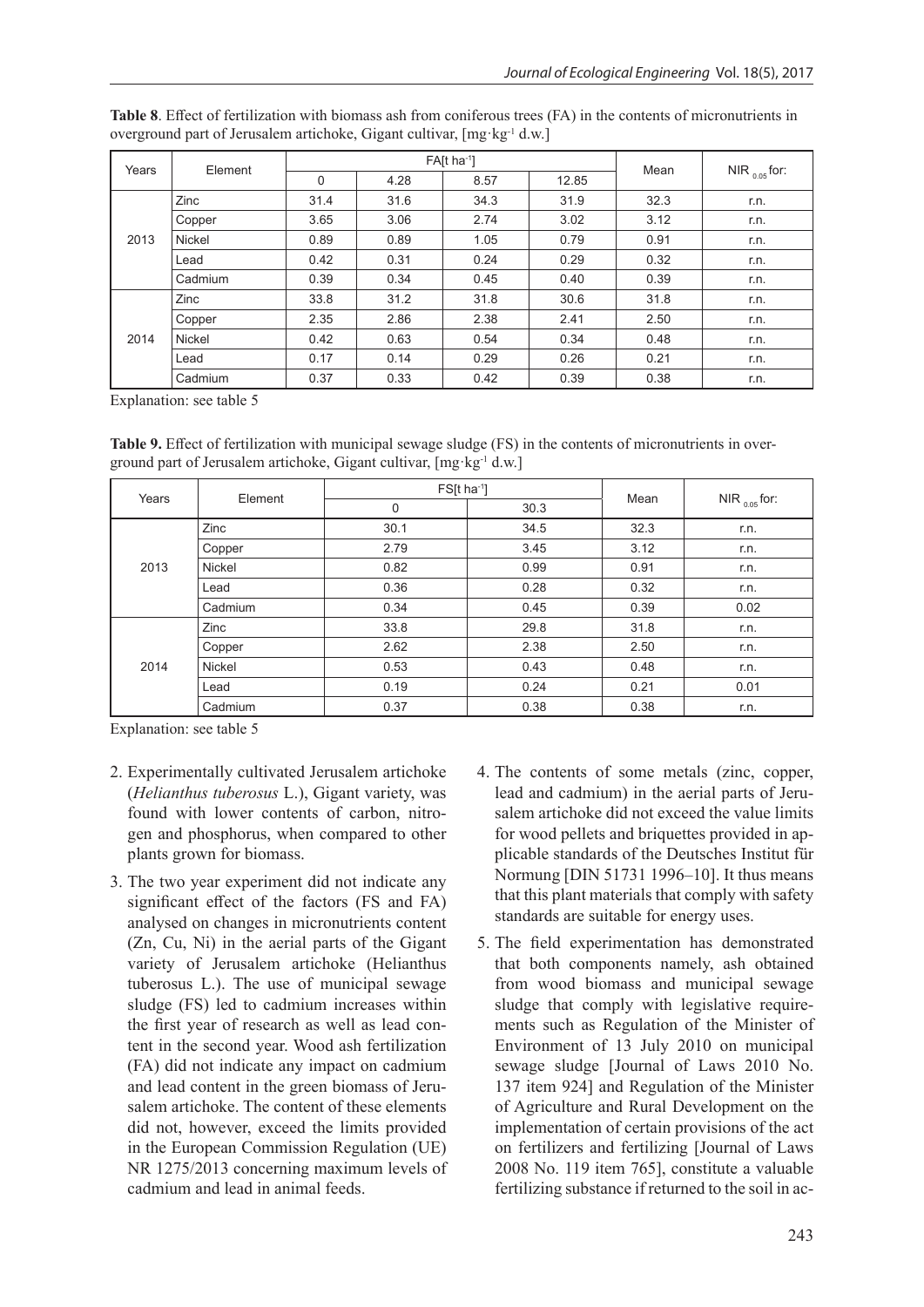**Table 8**. Effect of fertilization with biomass ash from coniferous trees (FA) in the contents of micronutrients in overground part of Jerusalem artichoke, Gigant cultivar, [mg·kg⁻¹ d.w.]

| Years | Element | FA[t ha⁻¹] | | | | Mean | NIR $_{0.05}$ for: |
|---|---|---|---|---|---|---|---|
| | | 0 | 4.28 | 8.57 | 12.85 | | |
| 2013 | Zinc | 31.4 | 31.6 | 34.3 | 31.9 | 32.3 | r.n. |
| | Copper | 3.65 | 3.06 | 2.74 | 3.02 | 3.12 | r.n. |
| | Nickel | 0.89 | 0.89 | 1.05 | 0.79 | 0.91 | r.n. |
| | Lead | 0.42 | 0.31 | 0.24 | 0.29 | 0.32 | r.n. |
| | Cadmium | 0.39 | 0.34 | 0.45 | 0.40 | 0.39 | r.n. |
| 2014 | Zinc | 33.8 | 31.2 | 31.8 | 30.6 | 31.8 | r.n. |
| | Copper | 2.35 | 2.86 | 2.38 | 2.41 | 2.50 | r.n. |
| | Nickel | 0.42 | 0.63 | 0.54 | 0.34 | 0.48 | r.n. |
| | Lead | 0.17 | 0.14 | 0.29 | 0.26 | 0.21 | r.n. |
| | Cadmium | 0.37 | 0.33 | 0.42 | 0.39 | 0.38 | r.n. |

Explanation: see table 5

**Table 9.** Effect of fertilization with municipal sewage sludge (FS) in the contents of micronutrients in overground part of Jerusalem artichoke, Gigant cultivar, [mg·kg⁻¹ d.w.]

| Years | Element | FS[t ha⁻¹] | | Mean | NIR $_{0.05}$ for: |
|---|---|---|---|---|---|
| | | 0 | 30.3 | | |
| 2013 | Zinc | 30.1 | 34.5 | 32.3 | r.n. |
| | Copper | 2.79 | 3.45 | 3.12 | r.n. |
| | Nickel | 0.82 | 0.99 | 0.91 | r.n. |
| | Lead | 0.36 | 0.28 | 0.32 | r.n. |
| | Cadmium | 0.34 | 0.45 | 0.39 | 0.02 |
| 2014 | Zinc | 33.8 | 29.8 | 31.8 | r.n. |
| | Copper | 2.62 | 2.38 | 2.50 | r.n. |
| | Nickel | 0.53 | 0.43 | 0.48 | r.n. |
| | Lead | 0.19 | 0.24 | 0.21 | 0.01 |
| | Cadmium | 0.37 | 0.38 | 0.38 | r.n. |

Explanation: see table 5

2. Experimentally cultivated Jerusalem artichoke (*Helianthus tuberosus* L.), Gigant variety, was found with lower contents of carbon, nitrogen and phosphorus, when compared to other plants grown for biomass.
3. The two year experiment did not indicate any significant effect of the factors (FS and FA) analysed on changes in micronutrients content (Zn, Cu, Ni) in the aerial parts of the Gigant variety of Jerusalem artichoke (Helianthus tuberosus L.). The use of municipal sewage sludge (FS) led to cadmium increases within the first year of research as well as lead content in the second year. Wood ash fertilization (FA) did not indicate any impact on cadmium and lead content in the green biomass of Jerusalem artichoke. The content of these elements did not, however, exceed the limits provided in the European Commission Regulation (UE) NR 1275/2013 concerning maximum levels of cadmium and lead in animal feeds.
4. The contents of some metals (zinc, copper, lead and cadmium) in the aerial parts of Jerusalem artichoke did not exceed the value limits for wood pellets and briquettes provided in applicable standards of the Deutsches Institut für Normung [DIN 51731 1996–10]. It thus means that this plant materials that comply with safety standards are suitable for energy uses.
5. The field experimentation has demonstrated that both components namely, ash obtained from wood biomass and municipal sewage sludge that comply with legislative requirements such as Regulation of the Minister of Environment of 13 July 2010 on municipal sewage sludge [Journal of Laws 2010 No. 137 item 924] and Regulation of the Minister of Agriculture and Rural Development on the implementation of certain provisions of the act on fertilizers and fertilizing [Journal of Laws 2008 No. 119 item 765], constitute a valuable fertilizing substance if returned to the soil in ac-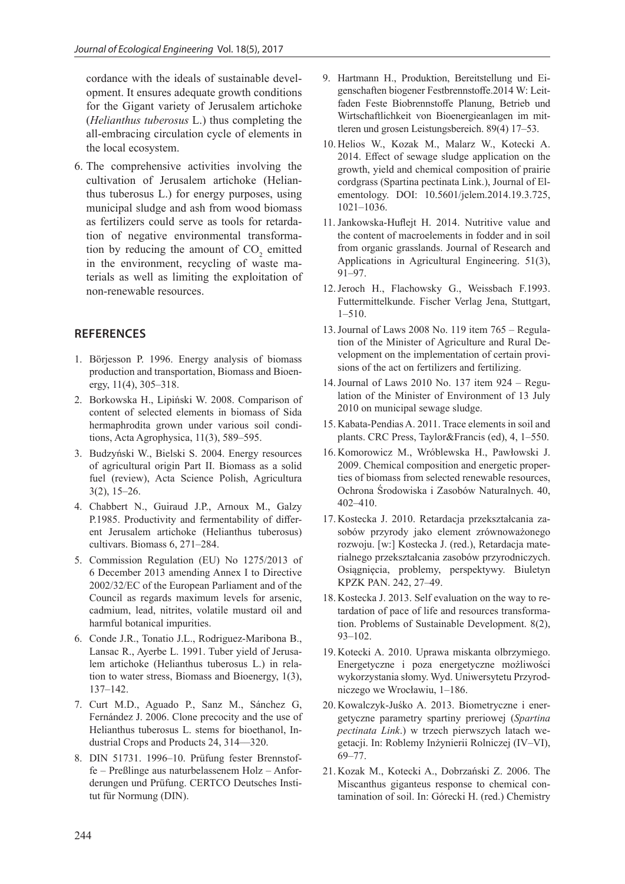cordance with the ideals of sustainable development. It ensures adequate growth conditions for the Gigant variety of Jerusalem artichoke (*Helianthus tuberosus* L.) thus completing the all-embracing circulation cycle of elements in the local ecosystem.

6. The comprehensive activities involving the cultivation of Jerusalem artichoke (Helianthus tuberosus L.) for energy purposes, using municipal sludge and ash from wood biomass as fertilizers could serve as tools for retardation of negative environmental transformation by reducing the amount of $CO_2$ emitted in the environment, recycling of waste materials as well as limiting the exploitation of non-renewable resources.

## REFERENCES

1. Börjesson P. 1996. Energy analysis of biomass production and transportation, Biomass and Bioenergy, 11(4), 305–318.
2. Borkowska H., Lipiński W. 2008. Comparison of content of selected elements in biomass of Sida hermaphrodita grown under various soil conditions, Acta Agrophysica, 11(3), 589–595.
3. Budzyński W., Bielski S. 2004. Energy resources of agricultural origin Part II. Biomass as a solid fuel (review), Acta Science Polish, Agricultura 3(2), 15–26.
4. Chabbert N., Guiraud J.P., Arnoux M., Galzy P.1985. Productivity and fermentability of different Jerusalem artichoke (Helianthus tuberosus) cultivars. Biomass 6, 271–284.
5. Commission Regulation (EU) No 1275/2013 of 6 December 2013 amending Annex I to Directive 2002/32/EC of the European Parliament and of the Council as regards maximum levels for arsenic, cadmium, lead, nitrites, volatile mustard oil and harmful botanical impurities.
6. Conde J.R., Tonatio J.L., Rodriguez-Maribona B., Lansac R., Ayerbe L. 1991. Tuber yield of Jerusalem artichoke (Helianthus tuberosus L.) in relation to water stress, Biomass and Bioenergy, 1(3), 137–142.
7. Curt M.D., Aguado P., Sanz M., Sánchez G, Fernández J. 2006. Clone precocity and the use of Helianthus tuberosus L. stems for bioethanol, Industrial Crops and Products 24, 314—320.
8. DIN 51731. 1996–10. Prüfung fester Brennstoffe – Preßlinge aus naturbelassenem Holz – Anforderungen und Prüfung. CERTCO Deutsches Institut für Normung (DIN).
9. Hartmann H., Produktion, Bereitstellung und Eigenschaften biogener Festbrennstoffe.2014 W: Leitfaden Feste Biobrennstoffe Planung, Betrieb und Wirtschaftlichkeit von Bioenergieanlagen im mittleren und grosen Leistungsbereich. 89(4) 17–53.
10. Helios W., Kozak M., Malarz W., Kotecki A. 2014. Effect of sewage sludge application on the growth, yield and chemical composition of prairie cordgrass (Spartina pectinata Link.), Journal of Elementology. DOI: 10.5601/jelem.2014.19.3.725, 1021–1036.
11. Jankowska-Huflejt H. 2014. Nutritive value and the content of macroelements in fodder and in soil from organic grasslands. Journal of Research and Applications in Agricultural Engineering. 51(3), 91–97.
12. Jeroch H., Flachowsky G., Weissbach F.1993. Futtermittelkunde. Fischer Verlag Jena, Stuttgart, 1–510.
13. Journal of Laws 2008 No. 119 item 765 – Regulation of the Minister of Agriculture and Rural Development on the implementation of certain provisions of the act on fertilizers and fertilizing.
14. Journal of Laws 2010 No. 137 item 924 – Regulation of the Minister of Environment of 13 July 2010 on municipal sewage sludge.
15. Kabata-Pendias A. 2011. Trace elements in soil and plants. CRC Press, Taylor&Francis (ed), 4, 1–550.
16. Komorowicz M., Wróblewska H., Pawłowski J. 2009. Chemical composition and energetic properties of biomass from selected renewable resources, Ochrona Środowiska i Zasobów Naturalnych. 40, 402–410.
17. Kostecka J. 2010. Retardacja przekształcania zasobów przyrody jako element zrównoważonego rozwoju. [w:] Kostecka J. (red.), Retardacja materialnego przekształcania zasobów przyrodniczych. Osiągnięcia, problemy, perspektywy. Biuletyn KPZK PAN. 242, 27–49.
18. Kostecka J. 2013. Self evaluation on the way to retardation of pace of life and resources transformation. Problems of Sustainable Development. 8(2), 93–102.
19. Kotecki A. 2010. Uprawa miskanta olbrzymiego. Energetyczne i poza energetyczne możliwości wykorzystania słomy. Wyd. Uniwersytetu Przyrodniczego we Wrocławiu, 1–186.
20. Kowalczyk-Juśko A. 2013. Biometryczne i energetyczne parametry spartiny preriowej (*Spartina pectinata Link*.) w trzech pierwszych latach wegetacji. In: Roblemy Inżynierii Rolniczej (IV–VI), 69–77.
21. Kozak M., Kotecki A., Dobrzański Z. 2006. The Miscanthus giganteus response to chemical contamination of soil. In: Górecki H. (red.) Chemistry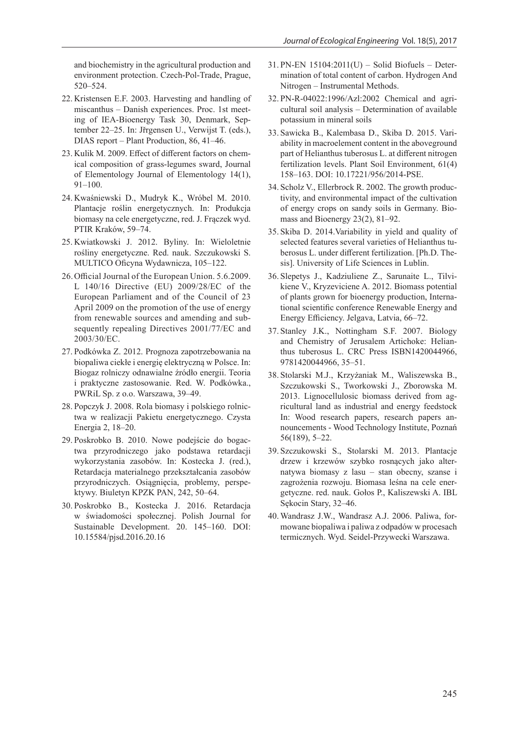and biochemistry in the agricultural production and environment protection. Czech-Pol-Trade, Prague, 520–524.

22. Kristensen E.F. 2003. Harvesting and handling of miscanthus – Danish experiences. Proc. 1st meeting of IEA-Bioenergy Task 30, Denmark, September 22–25. In: Jřrgensen U., Verwijst T. (eds.), DIAS report – Plant Production, 86, 41–46.
23. Kulik M. 2009. Effect of different factors on chemical composition of grass-legumes sward, Journal of Elementology Journal of Elementology 14(1), 91–100.
24. Kwaśniewski D., Mudryk K., Wróbel M. 2010. Plantacje roślin energetycznych. In: Produkcja biomasy na cele energetyczne, red. J. Frączek wyd. PTIR Kraków, 59–74.
25. Kwiatkowski J. 2012. Byliny. In: Wieloletnie rośliny energetyczne. Red. nauk. Szczukowski S. MULTICO Oficyna Wydawnicza, 105–122.
26. Official Journal of the European Union. 5.6.2009. L 140/16 Directive (EU) 2009/28/EC of the European Parliament and of the Council of 23 April 2009 on the promotion of the use of energy from renewable sources and amending and subsequently repealing Directives 2001/77/EC and 2003/30/EC.
27. Podkówka Z. 2012. Prognoza zapotrzebowania na biopaliwa ciekłe i energię elektryczną w Polsce. In: Biogaz rolniczy odnawialne źródło energii. Teoria i praktyczne zastosowanie. Red. W. Podkówka., PWRiL Sp. z o.o. Warszawa, 39–49.
28. Popczyk J. 2008. Rola biomasy i polskiego rolnictwa w realizacji Pakietu energetycznego. Czysta Energia 2, 18–20.
29. Poskrobko B. 2010. Nowe podejście do bogactwa przyrodniczego jako podstawa retardacji wykorzystania zasobów. In: Kostecka J. (red.), Retardacja materialnego przekształcania zasobów przyrodniczych. Osiągnięcia, problemy, perspektywy. Biuletyn KPZK PAN, 242, 50–64.
30. Poskrobko B., Kostecka J. 2016. Retardacja w świadomości społecznej. Polish Journal for Sustainable Development. 20. 145–160. DOI: 10.15584/pjsd.2016.20.16
31. PN-EN 15104:2011(U) – Solid Biofuels – Determination of total content of carbon. Hydrogen And Nitrogen – Instrumental Methods.
32. PN-R-04022:1996/Azl:2002 Chemical and agricultural soil analysis – Determination of available potassium in mineral soils
33. Sawicka B., Kalembasa D., Skiba D. 2015. Variability in macroelement content in the aboveground part of Helianthus tuberosus L. at different nitrogen fertilization levels. Plant Soil Environment, 61(4) 158–163. DOI: 10.17221/956/2014-PSE.
34. Scholz V., Ellerbrock R. 2002. The growth productivity, and environmental impact of the cultivation of energy crops on sandy soils in Germany. Biomass and Bioenergy 23(2), 81–92.
35. Skiba D. 2014.Variability in yield and quality of selected features several varieties of Helianthus tuberosus L. under different fertilization. [Ph.D. Thesis]. University of Life Sciences in Lublin.
36. Slepetys J., Kadziuliene Z., Sarunaite L., Tilvikiene V., Kryzeviciene A. 2012. Biomass potential of plants grown for bioenergy production, International scientific conference Renewable Energy and Energy Efficiency. Jelgava, Latvia, 66–72.
37. Stanley J.K., Nottingham S.F. 2007. Biology and Chemistry of Jerusalem Artichoke: Helianthus tuberosus L. CRC Press ISBN1420044966, 9781420044966, 35–51.
38. Stolarski M.J., Krzyżaniak M., Waliszewska B., Szczukowski S., Tworkowski J., Zborowska M. 2013. Lignocellulosic biomass derived from agricultural land as industrial and energy feedstock In: Wood research papers, research papers announcements - Wood Technology Institute, Poznań 56(189), 5–22.
39. Szczukowski S., Stolarski M. 2013. Plantacje drzew i krzewów szybko rosnących jako alternatywa biomasy z lasu – stan obecny, szanse i zagrożenia rozwoju. Biomasa leśna na cele energetyczne. red. nauk. Gołos P., Kaliszewski A. IBL Sękocin Stary, 32–46.
40. Wandrasz J.W., Wandrasz A.J. 2006. Paliwa, formowane biopaliwa i paliwa z odpadów w procesach termicznych. Wyd. Seidel-Przywecki Warszawa.